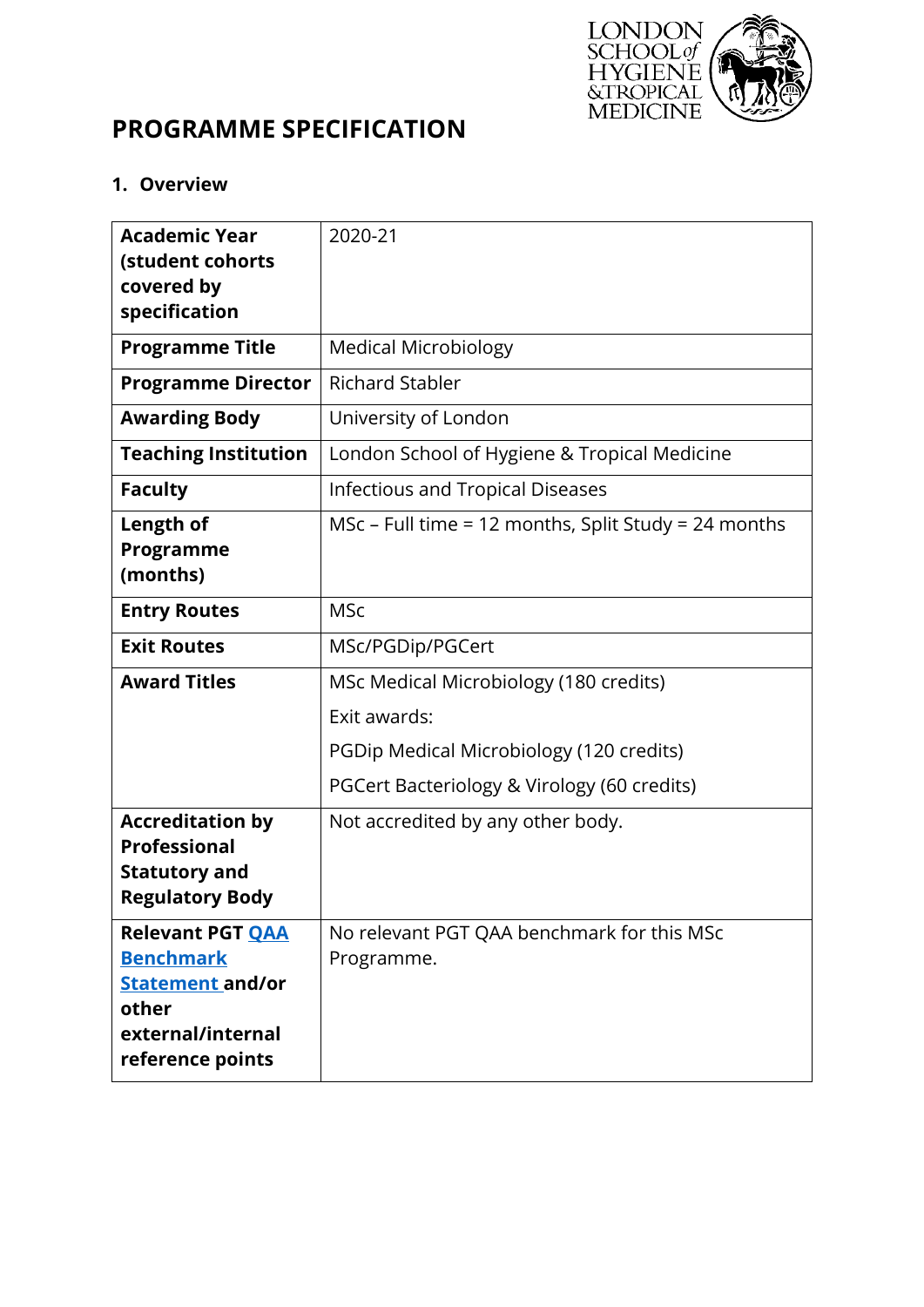# PROGRAMME SPECIFICATION

## 1. Overview

| | |
|---|---|
| **Academic Year (student cohorts covered by specification** | 2020-21 |
| **Programme Title** | Medical Microbiology |
| **Programme Director** | Richard Stabler |
| **Awarding Body** | University of London |
| **Teaching Institution** | London School of Hygiene & Tropical Medicine |
| **Faculty** | Infectious and Tropical Diseases |
| **Length of Programme (months)** | MSc – Full time = 12 months, Split Study = 24 months |
| **Entry Routes** | MSc |
| **Exit Routes** | MSc/PGDip/PGCert |
| **Award Titles** | MSc Medical Microbiology (180 credits)<br>Exit awards:<br>PGDip Medical Microbiology (120 credits)<br>PGCert Bacteriology & Virology (60 credits) |
| **Accreditation by Professional Statutory and Regulatory Body** | Not accredited by any other body. |
| **Relevant PGT QAA Benchmark Statement and/or other external/internal reference points** | No relevant PGT QAA benchmark for this MSc Programme. |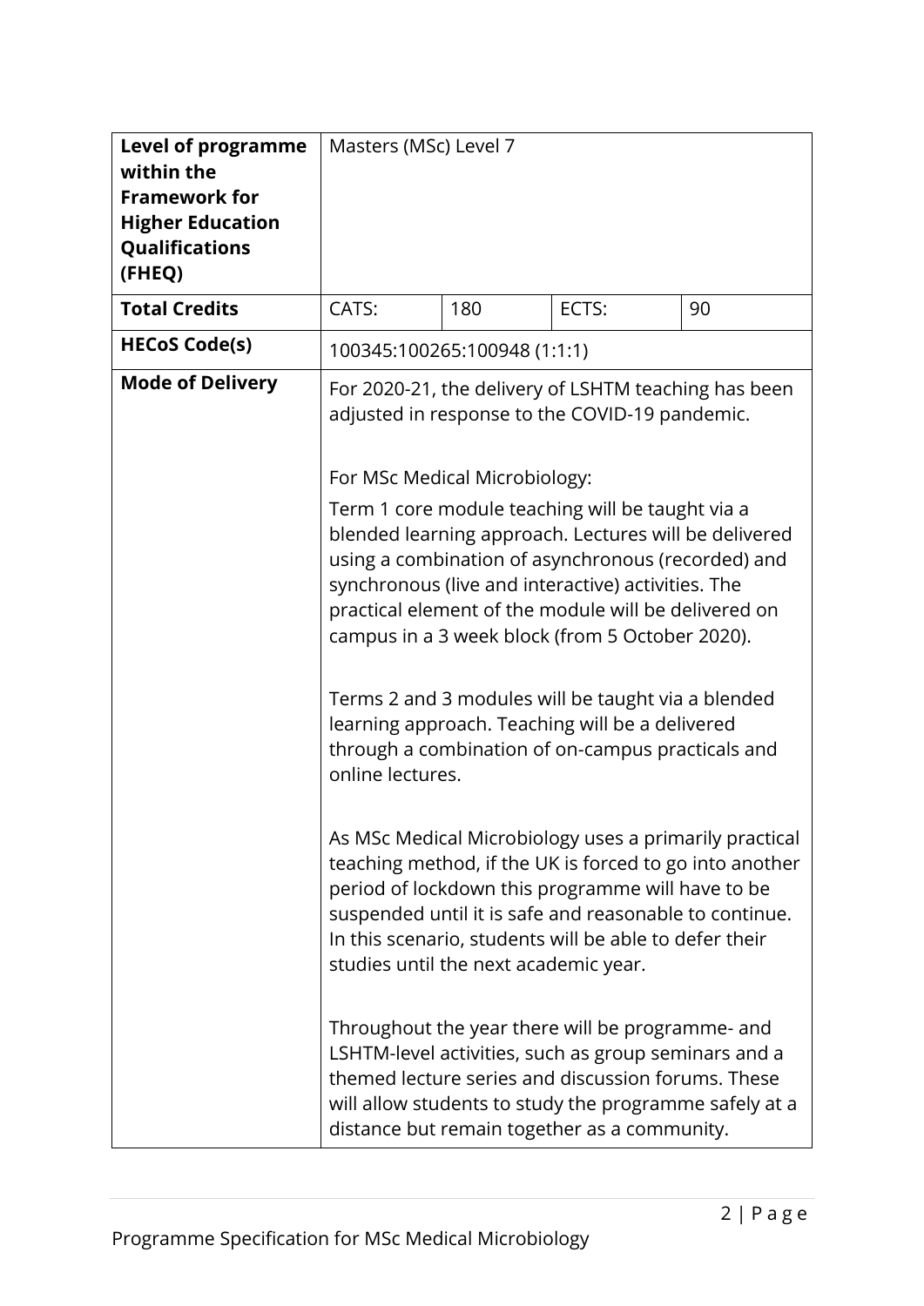| **Level of programme within the Framework for Higher Education Qualifications (FHEQ)** | Masters (MSc) Level 7 | | | |
| --- | --- | --- | --- | --- |
| **Total Credits** | CATS: | 180 | ECTS: | 90 |
| **HECoS Code(s)** | 100345:100265:100948 (1:1:1) | | | |
| **Mode of Delivery** | For 2020-21, the delivery of LSHTM teaching has been adjusted in response to the COVID-19 pandemic.<br><br>For MSc Medical Microbiology:<br>Term 1 core module teaching will be taught via a blended learning approach. Lectures will be delivered using a combination of asynchronous (recorded) and synchronous (live and interactive) activities. The practical element of the module will be delivered on campus in a 3 week block (from 5 October 2020).<br><br>Terms 2 and 3 modules will be taught via a blended learning approach. Teaching will be a delivered through a combination of on-campus practicals and online lectures.<br><br>As MSc Medical Microbiology uses a primarily practical teaching method, if the UK is forced to go into another period of lockdown this programme will have to be suspended until it is safe and reasonable to continue. In this scenario, students will be able to defer their studies until the next academic year.<br><br>Throughout the year there will be programme- and LSHTM-level activities, such as group seminars and a themed lecture series and discussion forums. These will allow students to study the programme safely at a distance but remain together as a community. | | | |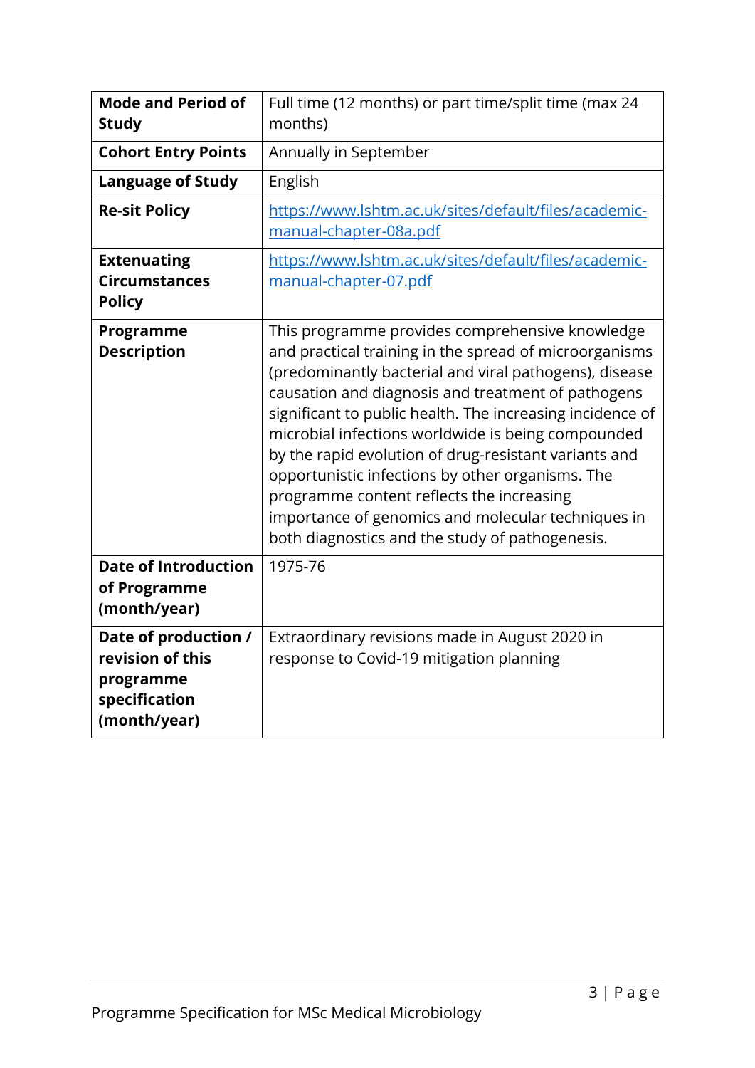| | |
|---|---|
| **Mode and Period of Study** | Full time (12 months) or part time/split time (max 24 months) |
| **Cohort Entry Points** | Annually in September |
| **Language of Study** | English |
| **Re-sit Policy** | [https://www.lshtm.ac.uk/sites/default/files/academic-manual-chapter-08a.pdf](https://www.lshtm.ac.uk/sites/default/files/academic-manual-chapter-08a.pdf) |
| **Extenuating Circumstances Policy** | [https://www.lshtm.ac.uk/sites/default/files/academic-manual-chapter-07.pdf](https://www.lshtm.ac.uk/sites/default/files/academic-manual-chapter-07.pdf) |
| **Programme Description** | This programme provides comprehensive knowledge and practical training in the spread of microorganisms (predominantly bacterial and viral pathogens), disease causation and diagnosis and treatment of pathogens significant to public health. The increasing incidence of microbial infections worldwide is being compounded by the rapid evolution of drug-resistant variants and opportunistic infections by other organisms. The programme content reflects the increasing importance of genomics and molecular techniques in both diagnostics and the study of pathogenesis. |
| **Date of Introduction of Programme (month/year)** | 1975-76 |
| **Date of production / revision of this programme specification (month/year)** | Extraordinary revisions made in August 2020 in response to Covid-19 mitigation planning |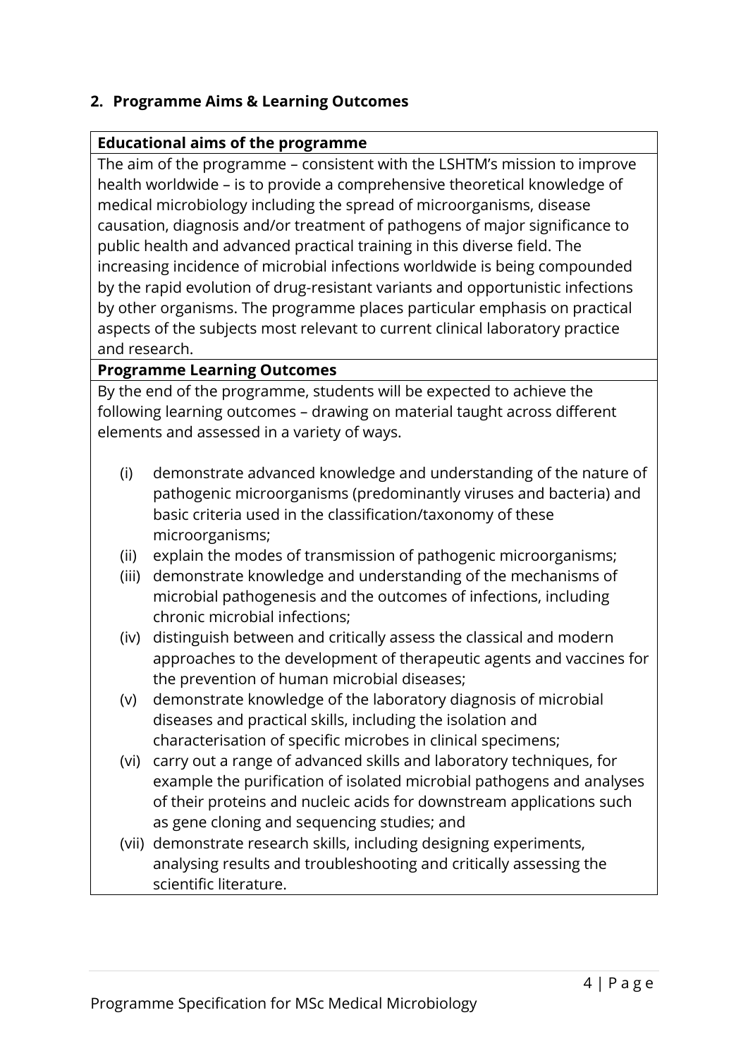## 2. Programme Aims & Learning Outcomes

**Educational aims of the programme**

The aim of the programme – consistent with the LSHTM's mission to improve health worldwide – is to provide a comprehensive theoretical knowledge of medical microbiology including the spread of microorganisms, disease causation, diagnosis and/or treatment of pathogens of major significance to public health and advanced practical training in this diverse field. The increasing incidence of microbial infections worldwide is being compounded by the rapid evolution of drug-resistant variants and opportunistic infections by other organisms. The programme places particular emphasis on practical aspects of the subjects most relevant to current clinical laboratory practice and research.

**Programme Learning Outcomes**

By the end of the programme, students will be expected to achieve the following learning outcomes – drawing on material taught across different elements and assessed in a variety of ways.

(i) demonstrate advanced knowledge and understanding of the nature of pathogenic microorganisms (predominantly viruses and bacteria) and basic criteria used in the classification/taxonomy of these microorganisms;

(ii) explain the modes of transmission of pathogenic microorganisms;

(iii) demonstrate knowledge and understanding of the mechanisms of microbial pathogenesis and the outcomes of infections, including chronic microbial infections;

(iv) distinguish between and critically assess the classical and modern approaches to the development of therapeutic agents and vaccines for the prevention of human microbial diseases;

(v) demonstrate knowledge of the laboratory diagnosis of microbial diseases and practical skills, including the isolation and characterisation of specific microbes in clinical specimens;

(vi) carry out a range of advanced skills and laboratory techniques, for example the purification of isolated microbial pathogens and analyses of their proteins and nucleic acids for downstream applications such as gene cloning and sequencing studies; and

(vii) demonstrate research skills, including designing experiments, analysing results and troubleshooting and critically assessing the scientific literature.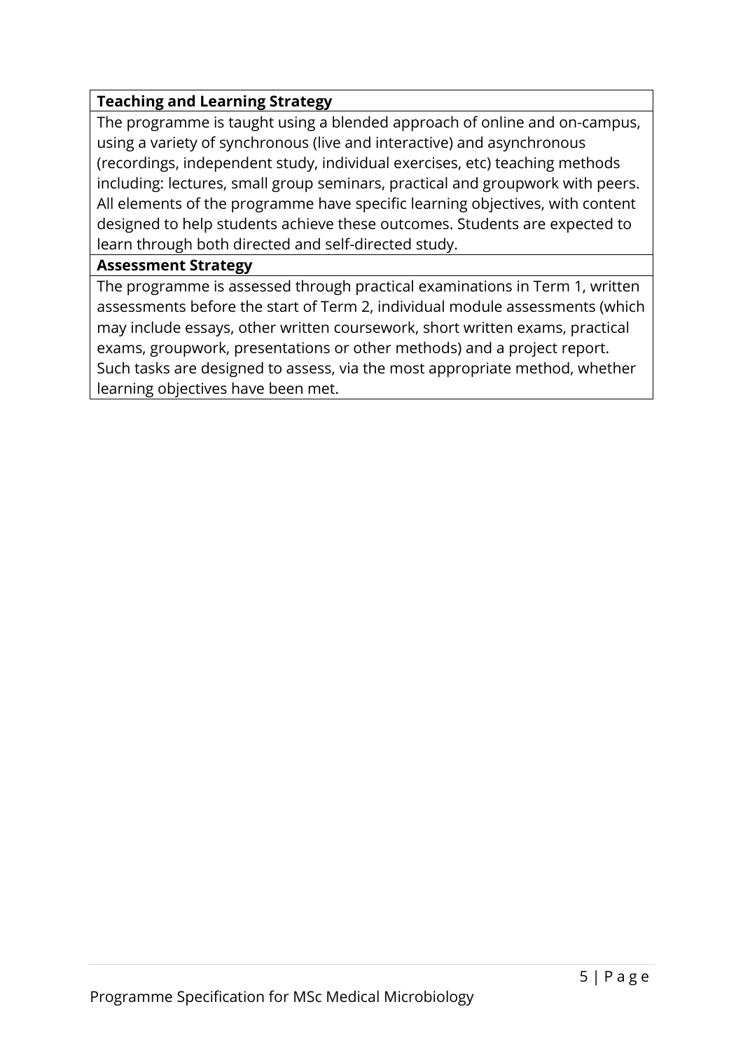| **Teaching and Learning Strategy** |
| --- |
| The programme is taught using a blended approach of online and on-campus, using a variety of synchronous (live and interactive) and asynchronous (recordings, independent study, individual exercises, etc) teaching methods including: lectures, small group seminars, practical and groupwork with peers. All elements of the programme have specific learning objectives, with content designed to help students achieve these outcomes. Students are expected to learn through both directed and self-directed study. |
| **Assessment Strategy** |
| The programme is assessed through practical examinations in Term 1, written assessments before the start of Term 2, individual module assessments (which may include essays, other written coursework, short written exams, practical exams, groupwork, presentations or other methods) and a project report. Such tasks are designed to assess, via the most appropriate method, whether learning objectives have been met. |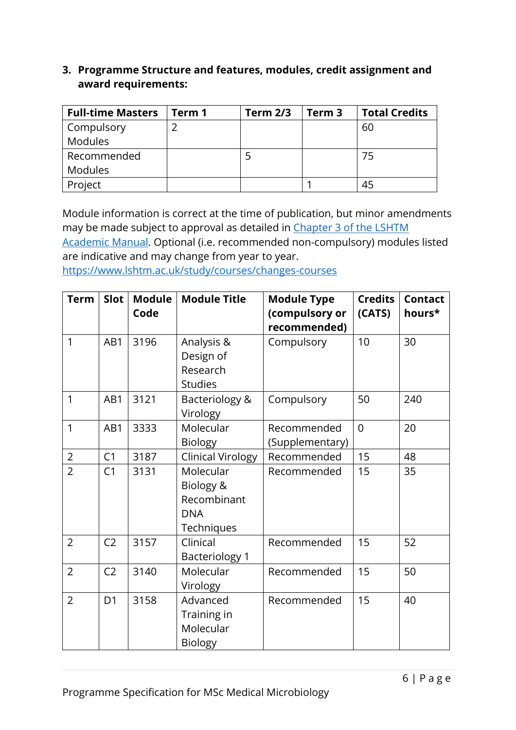### 3. Programme Structure and features, modules, credit assignment and award requirements:

| Full-time Masters | Term 1 | Term 2/3 | Term 3 | Total Credits |
|---|---|---|---|---|
| Compulsory Modules | 2 | | | 60 |
| Recommended Modules | | 5 | | 75 |
| Project | | | 1 | 45 |

Module information is correct at the time of publication, but minor amendments may be made subject to approval as detailed in [Chapter 3 of the LSHTM Academic Manual](). Optional (i.e. recommended non-compulsory) modules listed are indicative and may change from year to year. [https://www.lshtm.ac.uk/study/courses/changes-courses](https://www.lshtm.ac.uk/study/courses/changes-courses)

| Term | Slot | Module Code | Module Title | Module Type (compulsory or recommended) | Credits (CATS) | Contact hours* |
|---|---|---|---|---|---|---|
| 1 | AB1 | 3196 | Analysis & Design of Research Studies | Compulsory | 10 | 30 |
| 1 | AB1 | 3121 | Bacteriology & Virology | Compulsory | 50 | 240 |
| 1 | AB1 | 3333 | Molecular Biology | Recommended (Supplementary) | 0 | 20 |
| 2 | C1 | 3187 | Clinical Virology | Recommended | 15 | 48 |
| 2 | C1 | 3131 | Molecular Biology & Recombinant DNA Techniques | Recommended | 15 | 35 |
| 2 | C2 | 3157 | Clinical Bacteriology 1 | Recommended | 15 | 52 |
| 2 | C2 | 3140 | Molecular Virology | Recommended | 15 | 50 |
| 2 | D1 | 3158 | Advanced Training in Molecular Biology | Recommended | 15 | 40 |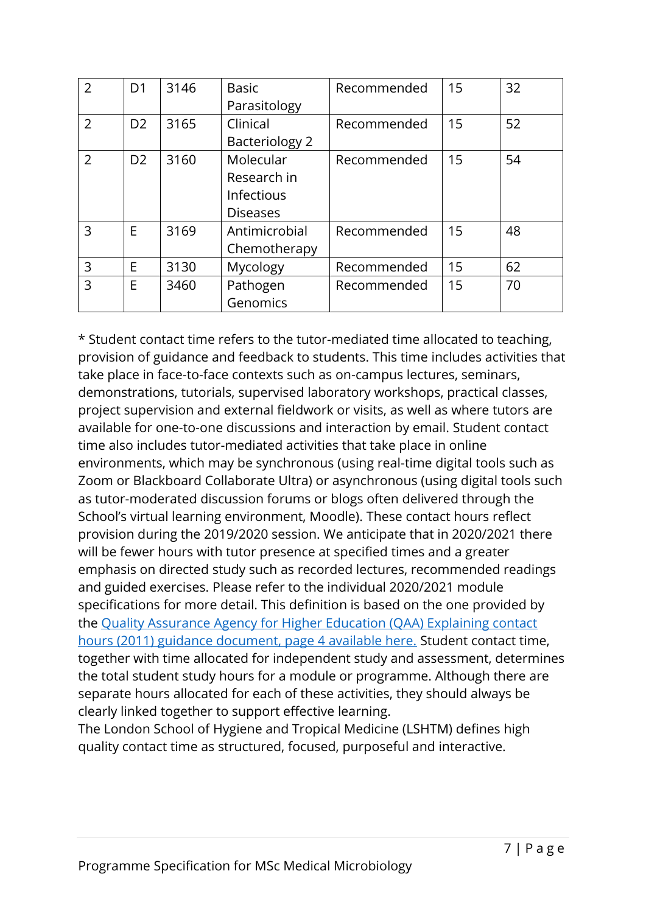| | | | | | | |
|---|---|---|---|---|---|---|
| 2 | D1 | 3146 | Basic Parasitology | Recommended | 15 | 32 |
| 2 | D2 | 3165 | Clinical Bacteriology 2 | Recommended | 15 | 52 |
| 2 | D2 | 3160 | Molecular Research in Infectious Diseases | Recommended | 15 | 54 |
| 3 | E | 3169 | Antimicrobial Chemotherapy | Recommended | 15 | 48 |
| 3 | E | 3130 | Mycology | Recommended | 15 | 62 |
| 3 | E | 3460 | Pathogen Genomics | Recommended | 15 | 70 |

* Student contact time refers to the tutor-mediated time allocated to teaching, provision of guidance and feedback to students. This time includes activities that take place in face-to-face contexts such as on-campus lectures, seminars, demonstrations, tutorials, supervised laboratory workshops, practical classes, project supervision and external fieldwork or visits, as well as where tutors are available for one-to-one discussions and interaction by email. Student contact time also includes tutor-mediated activities that take place in online environments, which may be synchronous (using real-time digital tools such as Zoom or Blackboard Collaborate Ultra) or asynchronous (using digital tools such as tutor-moderated discussion forums or blogs often delivered through the School's virtual learning environment, Moodle). These contact hours reflect provision during the 2019/2020 session. We anticipate that in 2020/2021 there will be fewer hours with tutor presence at specified times and a greater emphasis on directed study such as recorded lectures, recommended readings and guided exercises. Please refer to the individual 2020/2021 module specifications for more detail. This definition is based on the one provided by the Quality Assurance Agency for Higher Education (QAA) Explaining contact hours (2011) guidance document, page 4 available here. Student contact time, together with time allocated for independent study and assessment, determines the total student study hours for a module or programme. Although there are separate hours allocated for each of these activities, they should always be clearly linked together to support effective learning.

The London School of Hygiene and Tropical Medicine (LSHTM) defines high quality contact time as structured, focused, purposeful and interactive.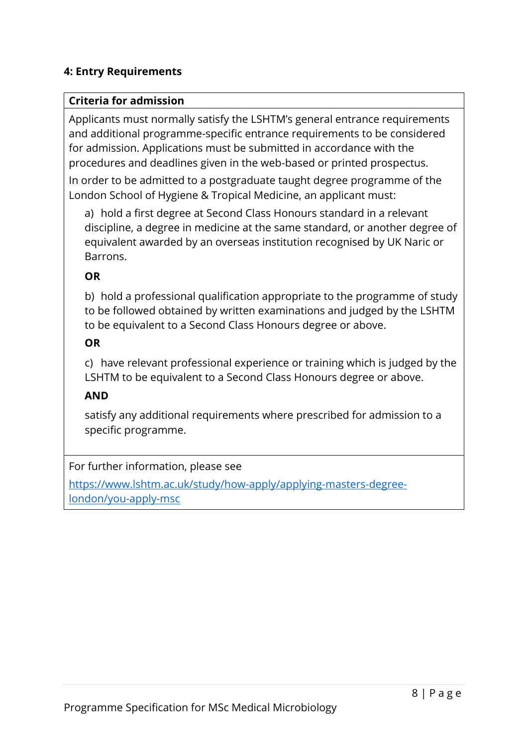## 4: Entry Requirements

**Criteria for admission**

Applicants must normally satisfy the LSHTM's general entrance requirements and additional programme-specific entrance requirements to be considered for admission. Applications must be submitted in accordance with the procedures and deadlines given in the web-based or printed prospectus.

In order to be admitted to a postgraduate taught degree programme of the London School of Hygiene & Tropical Medicine, an applicant must:

a) hold a first degree at Second Class Honours standard in a relevant discipline, a degree in medicine at the same standard, or another degree of equivalent awarded by an overseas institution recognised by UK Naric or Barrons.

**OR**

b) hold a professional qualification appropriate to the programme of study to be followed obtained by written examinations and judged by the LSHTM to be equivalent to a Second Class Honours degree or above.

**OR**

c) have relevant professional experience or training which is judged by the LSHTM to be equivalent to a Second Class Honours degree or above.

**AND**

satisfy any additional requirements where prescribed for admission to a specific programme.

For further information, please see [https://www.lshtm.ac.uk/study/how-apply/applying-masters-degree-london/you-apply-msc](https://www.lshtm.ac.uk/study/how-apply/applying-masters-degree-london/you-apply-msc)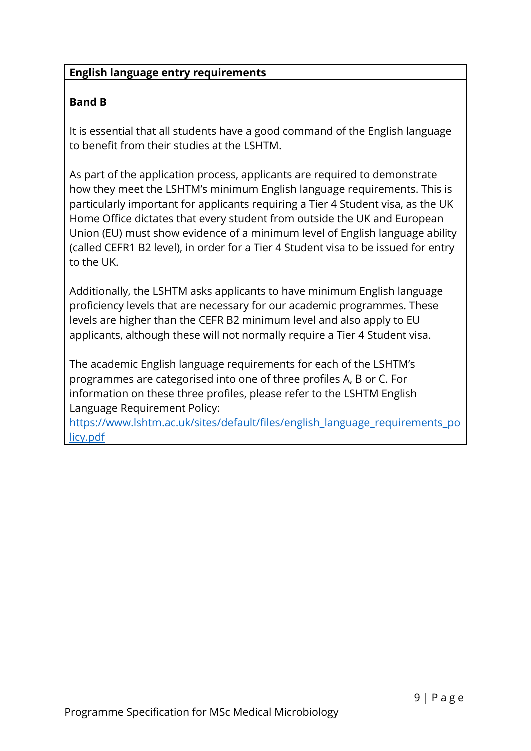**English language entry requirements**

**Band B**

It is essential that all students have a good command of the English language to benefit from their studies at the LSHTM.

As part of the application process, applicants are required to demonstrate how they meet the LSHTM's minimum English language requirements. This is particularly important for applicants requiring a Tier 4 Student visa, as the UK Home Office dictates that every student from outside the UK and European Union (EU) must show evidence of a minimum level of English language ability (called CEFR1 B2 level), in order for a Tier 4 Student visa to be issued for entry to the UK.

Additionally, the LSHTM asks applicants to have minimum English language proficiency levels that are necessary for our academic programmes. These levels are higher than the CEFR B2 minimum level and also apply to EU applicants, although these will not normally require a Tier 4 Student visa.

The academic English language requirements for each of the LSHTM's programmes are categorised into one of three profiles A, B or C. For information on these three profiles, please refer to the LSHTM English Language Requirement Policy:
https://www.lshtm.ac.uk/sites/default/files/english_language_requirements_policy.pdf